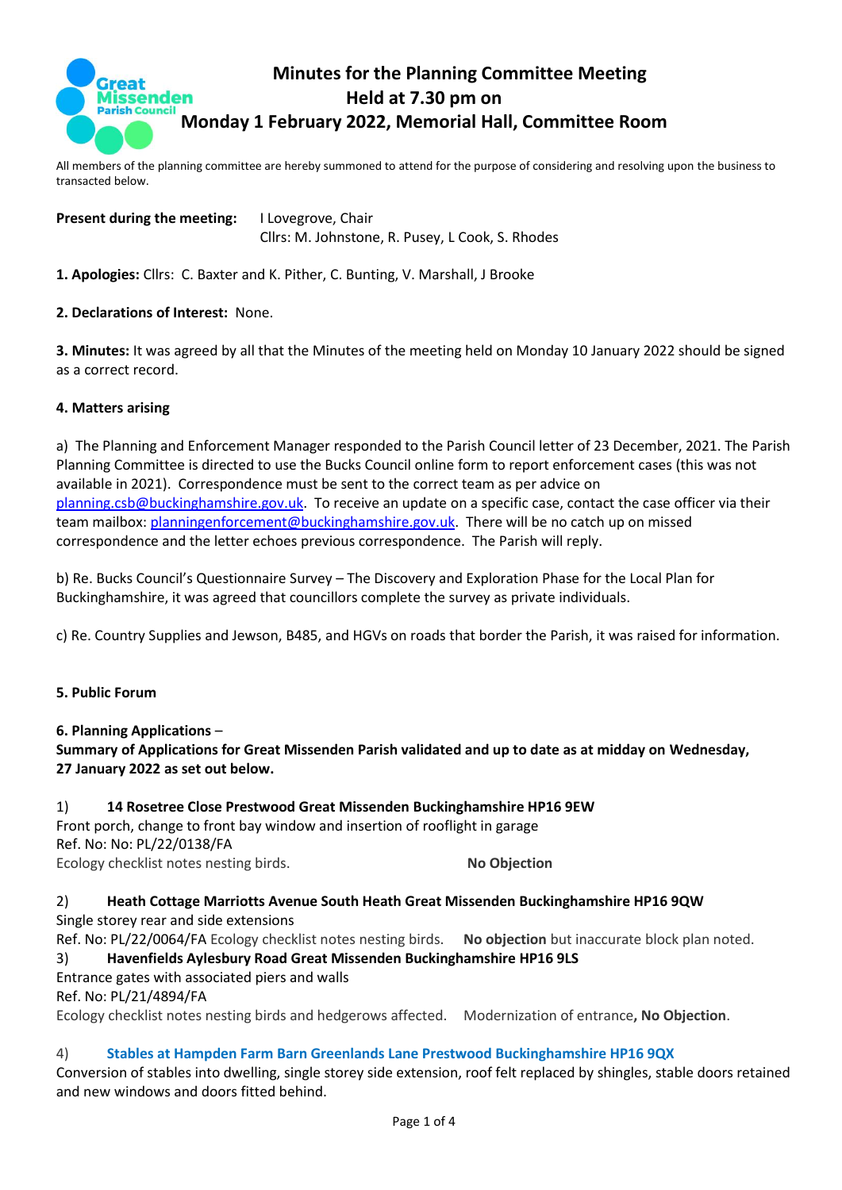# Minutes for the Planning Committee Meeting Held at 7.30 pm on Monday 1 February 2022, Memorial Hall, Committee Room

All members of the planning committee are hereby summoned to attend for the purpose of considering and resolving upon the business to transacted below.

**Present during the meeting:** I Lovegrove, Chair
Cllrs: M. Johnstone, R. Pusey, L Cook, S. Rhodes

**1. Apologies:** Cllrs: C. Baxter and K. Pither, C. Bunting, V. Marshall, J Brooke

**2. Declarations of Interest:** None.

**3. Minutes:** It was agreed by all that the Minutes of the meeting held on Monday 10 January 2022 should be signed as a correct record.

**4. Matters arising**

a) The Planning and Enforcement Manager responded to the Parish Council letter of 23 December, 2021. The Parish Planning Committee is directed to use the Bucks Council online form to report enforcement cases (this was not available in 2021). Correspondence must be sent to the correct team as per advice on planning.csb@buckinghamshire.gov.uk. To receive an update on a specific case, contact the case officer via their team mailbox: planningenforcement@buckinghamshire.gov.uk. There will be no catch up on missed correspondence and the letter echoes previous correspondence. The Parish will reply.

b) Re. Bucks Council's Questionnaire Survey – The Discovery and Exploration Phase for the Local Plan for Buckinghamshire, it was agreed that councillors complete the survey as private individuals.

c) Re. Country Supplies and Jewson, B485, and HGVs on roads that border the Parish, it was raised for information.

**5. Public Forum**

**6. Planning Applications** –
**Summary of Applications for Great Missenden Parish validated and up to date as at midday on Wednesday, 27 January 2022 as set out below.**

1) **14 Rosetree Close Prestwood Great Missenden Buckinghamshire HP16 9EW**
Front porch, change to front bay window and insertion of rooflight in garage
Ref. No: No: PL/22/0138/FA
Ecology checklist notes nesting birds. **No Objection**

2) **Heath Cottage Marriotts Avenue South Heath Great Missenden Buckinghamshire HP16 9QW**
Single storey rear and side extensions
Ref. No: PL/22/0064/FA Ecology checklist notes nesting birds. **No objection** but inaccurate block plan noted.

3) **Havenfields Aylesbury Road Great Missenden Buckinghamshire HP16 9LS**
Entrance gates with associated piers and walls
Ref. No: PL/21/4894/FA
Ecology checklist notes nesting birds and hedgerows affected. Modernization of entrance**, No Objection**.

4) **Stables at Hampden Farm Barn Greenlands Lane Prestwood Buckinghamshire HP16 9QX**
Conversion of stables into dwelling, single storey side extension, roof felt replaced by shingles, stable doors retained and new windows and doors fitted behind.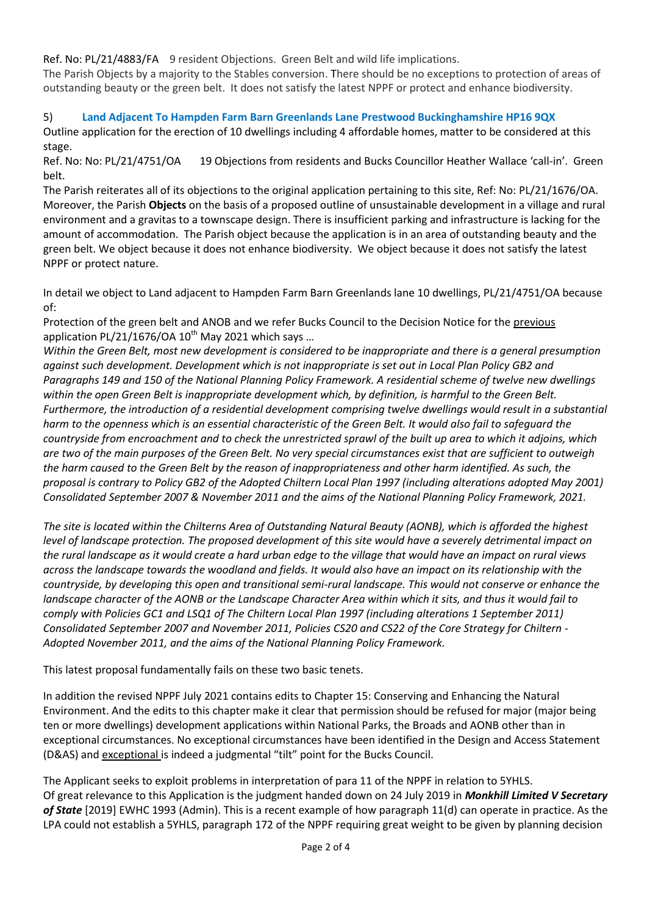Ref. No: PL/21/4883/FA   9 resident Objections. Green Belt and wild life implications.

The Parish Objects by a majority to the Stables conversion. There should be no exceptions to protection of areas of outstanding beauty or the green belt. It does not satisfy the latest NPPF or protect and enhance biodiversity.

### 5) **Land Adjacent To Hampden Farm Barn Greenlands Lane Prestwood Buckinghamshire HP16 9QX**

Outline application for the erection of 10 dwellings including 4 affordable homes, matter to be considered at this stage.

Ref. No: No: PL/21/4751/OA   19 Objections from residents and Bucks Councillor Heather Wallace 'call-in'. Green belt.

The Parish reiterates all of its objections to the original application pertaining to this site, Ref: No: PL/21/1676/OA. Moreover, the Parish **Objects** on the basis of a proposed outline of unsustainable development in a village and rural environment and a gravitas to a townscape design. There is insufficient parking and infrastructure is lacking for the amount of accommodation. The Parish object because the application is in an area of outstanding beauty and the green belt. We object because it does not enhance biodiversity. We object because it does not satisfy the latest NPPF or protect nature.

In detail we object to Land adjacent to Hampden Farm Barn Greenlands lane 10 dwellings, PL/21/4751/OA because of:

Protection of the green belt and ANOB and we refer Bucks Council to the Decision Notice for the previous application PL/21/1676/OA 10th May 2021 which says …

*Within the Green Belt, most new development is considered to be inappropriate and there is a general presumption against such development. Development which is not inappropriate is set out in Local Plan Policy GB2 and Paragraphs 149 and 150 of the National Planning Policy Framework. A residential scheme of twelve new dwellings within the open Green Belt is inappropriate development which, by definition, is harmful to the Green Belt. Furthermore, the introduction of a residential development comprising twelve dwellings would result in a substantial harm to the openness which is an essential characteristic of the Green Belt. It would also fail to safeguard the countryside from encroachment and to check the unrestricted sprawl of the built up area to which it adjoins, which are two of the main purposes of the Green Belt. No very special circumstances exist that are sufficient to outweigh the harm caused to the Green Belt by the reason of inappropriateness and other harm identified. As such, the proposal is contrary to Policy GB2 of the Adopted Chiltern Local Plan 1997 (including alterations adopted May 2001) Consolidated September 2007 & November 2011 and the aims of the National Planning Policy Framework, 2021.*

*The site is located within the Chilterns Area of Outstanding Natural Beauty (AONB), which is afforded the highest level of landscape protection. The proposed development of this site would have a severely detrimental impact on the rural landscape as it would create a hard urban edge to the village that would have an impact on rural views across the landscape towards the woodland and fields. It would also have an impact on its relationship with the countryside, by developing this open and transitional semi-rural landscape. This would not conserve or enhance the landscape character of the AONB or the Landscape Character Area within which it sits, and thus it would fail to comply with Policies GC1 and LSQ1 of The Chiltern Local Plan 1997 (including alterations 1 September 2011) Consolidated September 2007 and November 2011, Policies CS20 and CS22 of the Core Strategy for Chiltern - Adopted November 2011, and the aims of the National Planning Policy Framework.*

This latest proposal fundamentally fails on these two basic tenets.

In addition the revised NPPF July 2021 contains edits to Chapter 15: Conserving and Enhancing the Natural Environment. And the edits to this chapter make it clear that permission should be refused for major (major being ten or more dwellings) development applications within National Parks, the Broads and AONB other than in exceptional circumstances. No exceptional circumstances have been identified in the Design and Access Statement (D&AS) and exceptional is indeed a judgmental "tilt" point for the Bucks Council.

The Applicant seeks to exploit problems in interpretation of para 11 of the NPPF in relation to 5YHLS. Of great relevance to this Application is the judgment handed down on 24 July 2019 in ***Monkhill Limited V Secretary of State*** [2019] EWHC 1993 (Admin). This is a recent example of how paragraph 11(d) can operate in practice. As the LPA could not establish a 5YHLS, paragraph 172 of the NPPF requiring great weight to be given by planning decision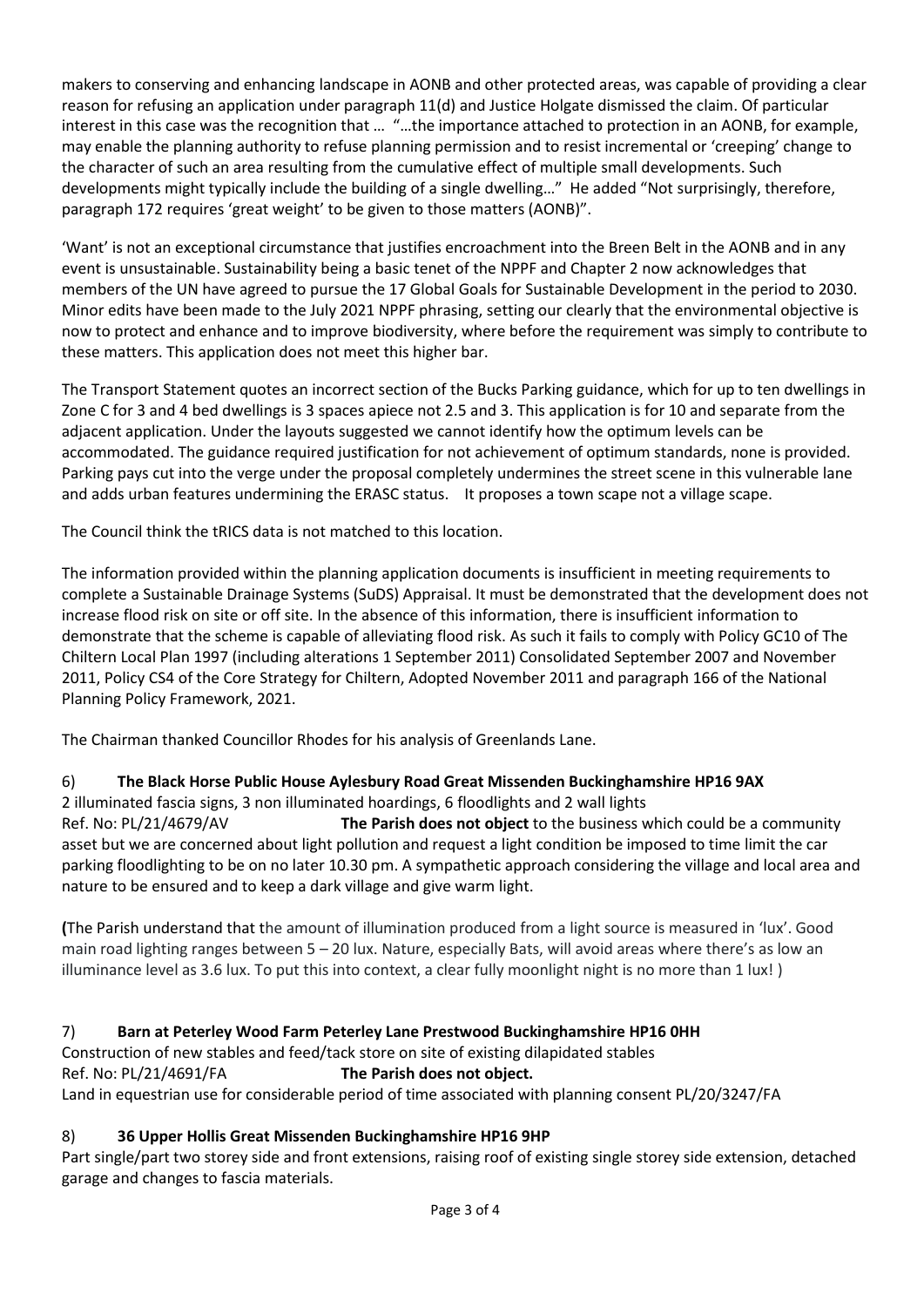makers to conserving and enhancing landscape in AONB and other protected areas, was capable of providing a clear reason for refusing an application under paragraph 11(d) and Justice Holgate dismissed the claim. Of particular interest in this case was the recognition that … "…the importance attached to protection in an AONB, for example, may enable the planning authority to refuse planning permission and to resist incremental or 'creeping' change to the character of such an area resulting from the cumulative effect of multiple small developments. Such developments might typically include the building of a single dwelling…" He added "Not surprisingly, therefore, paragraph 172 requires 'great weight' to be given to those matters (AONB)".

'Want' is not an exceptional circumstance that justifies encroachment into the Breen Belt in the AONB and in any event is unsustainable. Sustainability being a basic tenet of the NPPF and Chapter 2 now acknowledges that members of the UN have agreed to pursue the 17 Global Goals for Sustainable Development in the period to 2030. Minor edits have been made to the July 2021 NPPF phrasing, setting our clearly that the environmental objective is now to protect and enhance and to improve biodiversity, where before the requirement was simply to contribute to these matters. This application does not meet this higher bar.

The Transport Statement quotes an incorrect section of the Bucks Parking guidance, which for up to ten dwellings in Zone C for 3 and 4 bed dwellings is 3 spaces apiece not 2.5 and 3. This application is for 10 and separate from the adjacent application. Under the layouts suggested we cannot identify how the optimum levels can be accommodated. The guidance required justification for not achievement of optimum standards, none is provided. Parking pays cut into the verge under the proposal completely undermines the street scene in this vulnerable lane and adds urban features undermining the ERASC status. It proposes a town scape not a village scape.

The Council think the tRICS data is not matched to this location.

The information provided within the planning application documents is insufficient in meeting requirements to complete a Sustainable Drainage Systems (SuDS) Appraisal. It must be demonstrated that the development does not increase flood risk on site or off site. In the absence of this information, there is insufficient information to demonstrate that the scheme is capable of alleviating flood risk. As such it fails to comply with Policy GC10 of The Chiltern Local Plan 1997 (including alterations 1 September 2011) Consolidated September 2007 and November 2011, Policy CS4 of the Core Strategy for Chiltern, Adopted November 2011 and paragraph 166 of the National Planning Policy Framework, 2021.

The Chairman thanked Councillor Rhodes for his analysis of Greenlands Lane.

6) **The Black Horse Public House Aylesbury Road Great Missenden Buckinghamshire HP16 9AX**

2 illuminated fascia signs, 3 non illuminated hoardings, 6 floodlights and 2 wall lights

Ref. No: PL/21/4679/AV **The Parish does not object** to the business which could be a community asset but we are concerned about light pollution and request a light condition be imposed to time limit the car parking floodlighting to be on no later 10.30 pm. A sympathetic approach considering the village and local area and nature to be ensured and to keep a dark village and give warm light.

**(**The Parish understand that the amount of illumination produced from a light source is measured in 'lux'. Good main road lighting ranges between 5 – 20 lux. Nature, especially Bats, will avoid areas where there's as low an illuminance level as 3.6 lux. To put this into context, a clear fully moonlight night is no more than 1 lux! )

7) **Barn at Peterley Wood Farm Peterley Lane Prestwood Buckinghamshire HP16 0HH**

Construction of new stables and feed/tack store on site of existing dilapidated stables

Ref. No: PL/21/4691/FA **The Parish does not object.**

Land in equestrian use for considerable period of time associated with planning consent PL/20/3247/FA

8) **36 Upper Hollis Great Missenden Buckinghamshire HP16 9HP**

Part single/part two storey side and front extensions, raising roof of existing single storey side extension, detached garage and changes to fascia materials.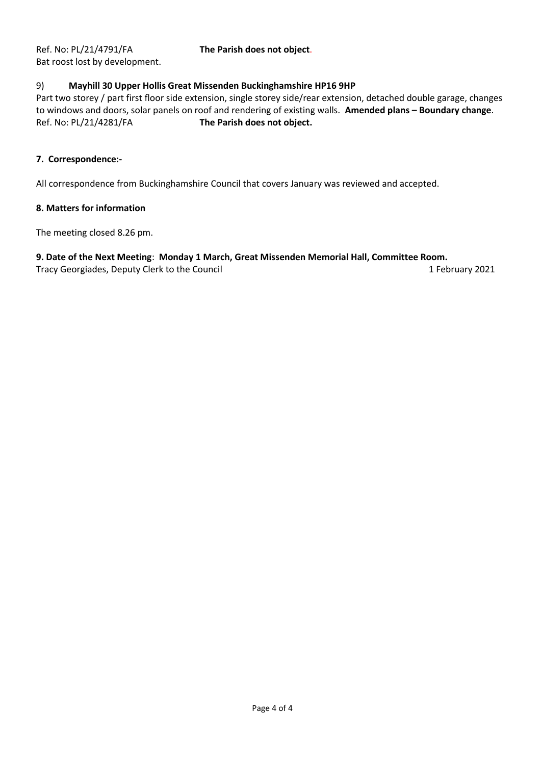Ref. No: PL/21/4791/FA **The Parish does not object**.
Bat roost lost by development.

9) **Mayhill 30 Upper Hollis Great Missenden Buckinghamshire HP16 9HP**
Part two storey / part first floor side extension, single storey side/rear extension, detached double garage, changes to windows and doors, solar panels on roof and rendering of existing walls. **Amended plans – Boundary change**.
Ref. No: PL/21/4281/FA **The Parish does not object.**

**7. Correspondence:-**

All correspondence from Buckinghamshire Council that covers January was reviewed and accepted.

**8. Matters for information**

The meeting closed 8.26 pm.

**9. Date of the Next Meeting**: **Monday 1 March, Great Missenden Memorial Hall, Committee Room.**
Tracy Georgiades, Deputy Clerk to the Council 1 February 2021